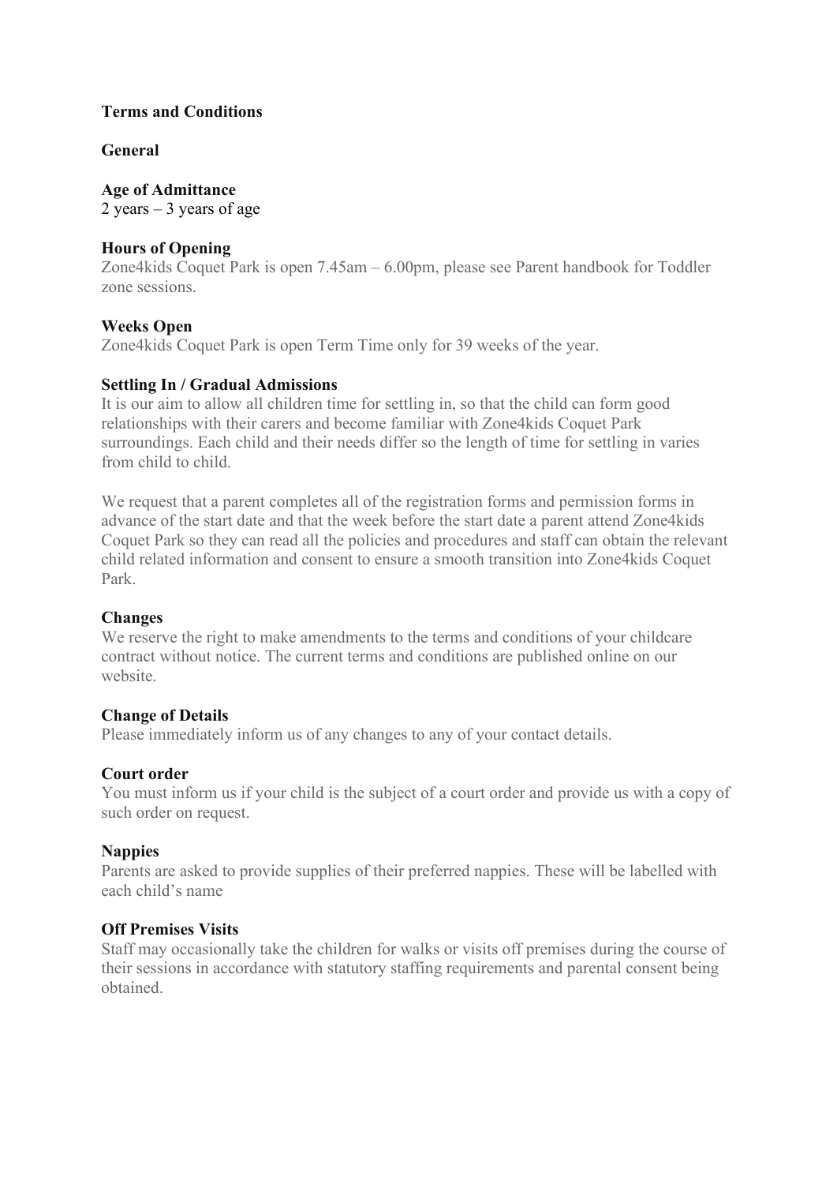# Terms and Conditions

## General

### Age of Admittance

2 years – 3 years of age

### Hours of Opening

Zone4kids Coquet Park is open 7.45am – 6.00pm, please see Parent handbook for Toddler zone sessions.

### Weeks Open

Zone4kids Coquet Park is open Term Time only for 39 weeks of the year.

### Settling In / Gradual Admissions

It is our aim to allow all children time for settling in, so that the child can form good relationships with their carers and become familiar with Zone4kids Coquet Park surroundings. Each child and their needs differ so the length of time for settling in varies from child to child.

We request that a parent completes all of the registration forms and permission forms in advance of the start date and that the week before the start date a parent attend Zone4kids Coquet Park so they can read all the policies and procedures and staff can obtain the relevant child related information and consent to ensure a smooth transition into Zone4kids Coquet Park.

### Changes

We reserve the right to make amendments to the terms and conditions of your childcare contract without notice. The current terms and conditions are published online on our website.

### Change of Details

Please immediately inform us of any changes to any of your contact details.

### Court order

You must inform us if your child is the subject of a court order and provide us with a copy of such order on request.

### Nappies

Parents are asked to provide supplies of their preferred nappies. These will be labelled with each child's name

### Off Premises Visits

Staff may occasionally take the children for walks or visits off premises during the course of their sessions in accordance with statutory staffing requirements and parental consent being obtained.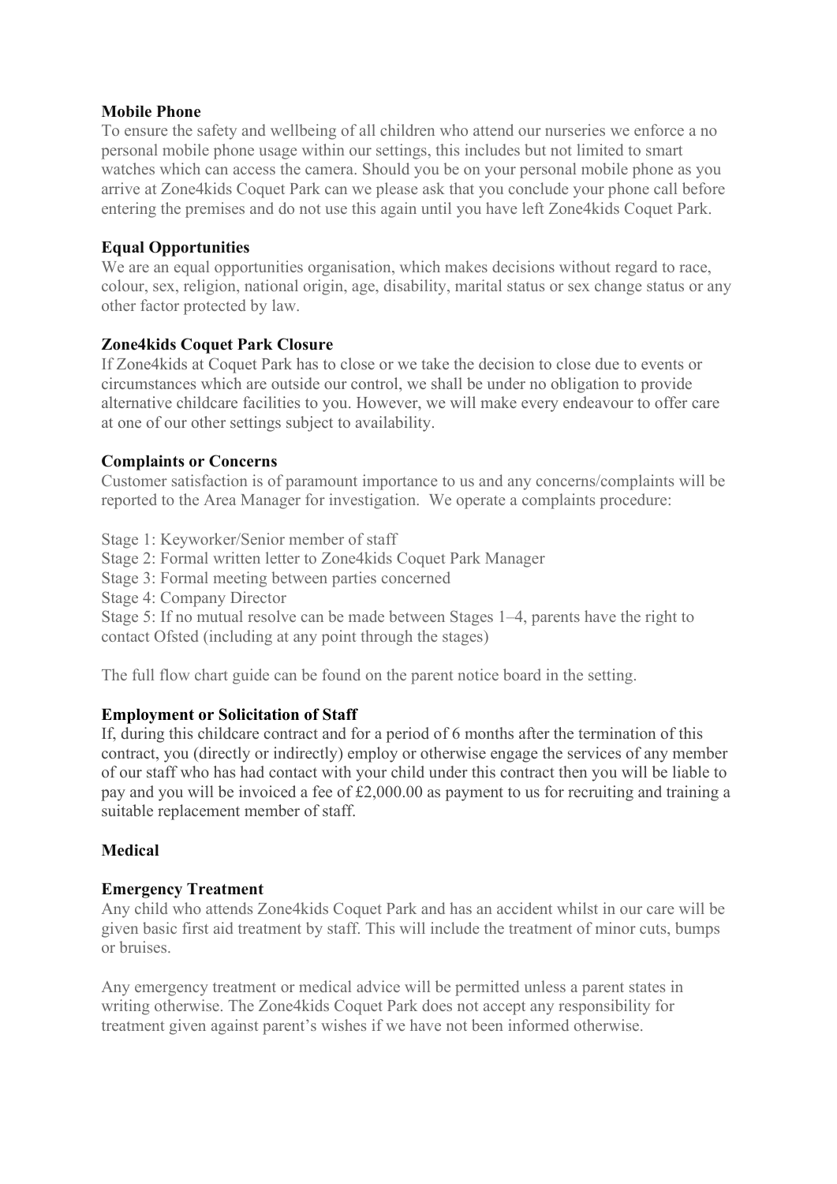**Mobile Phone**
To ensure the safety and wellbeing of all children who attend our nurseries we enforce a no personal mobile phone usage within our settings, this includes but not limited to smart watches which can access the camera. Should you be on your personal mobile phone as you arrive at Zone4kids Coquet Park can we please ask that you conclude your phone call before entering the premises and do not use this again until you have left Zone4kids Coquet Park.

**Equal Opportunities**
We are an equal opportunities organisation, which makes decisions without regard to race, colour, sex, religion, national origin, age, disability, marital status or sex change status or any other factor protected by law.

**Zone4kids Coquet Park Closure**
If Zone4kids at Coquet Park has to close or we take the decision to close due to events or circumstances which are outside our control, we shall be under no obligation to provide alternative childcare facilities to you. However, we will make every endeavour to offer care at one of our other settings subject to availability.

**Complaints or Concerns**
Customer satisfaction is of paramount importance to us and any concerns/complaints will be reported to the Area Manager for investigation. We operate a complaints procedure:

Stage 1: Keyworker/Senior member of staff
Stage 2: Formal written letter to Zone4kids Coquet Park Manager
Stage 3: Formal meeting between parties concerned
Stage 4: Company Director
Stage 5: If no mutual resolve can be made between Stages 1–4, parents have the right to contact Ofsted (including at any point through the stages)

The full flow chart guide can be found on the parent notice board in the setting.

**Employment or Solicitation of Staff**
If, during this childcare contract and for a period of 6 months after the termination of this contract, you (directly or indirectly) employ or otherwise engage the services of any member of our staff who has had contact with your child under this contract then you will be liable to pay and you will be invoiced a fee of £2,000.00 as payment to us for recruiting and training a suitable replacement member of staff.

**Medical**

**Emergency Treatment**
Any child who attends Zone4kids Coquet Park and has an accident whilst in our care will be given basic first aid treatment by staff. This will include the treatment of minor cuts, bumps or bruises.

Any emergency treatment or medical advice will be permitted unless a parent states in writing otherwise. The Zone4kids Coquet Park does not accept any responsibility for treatment given against parent's wishes if we have not been informed otherwise.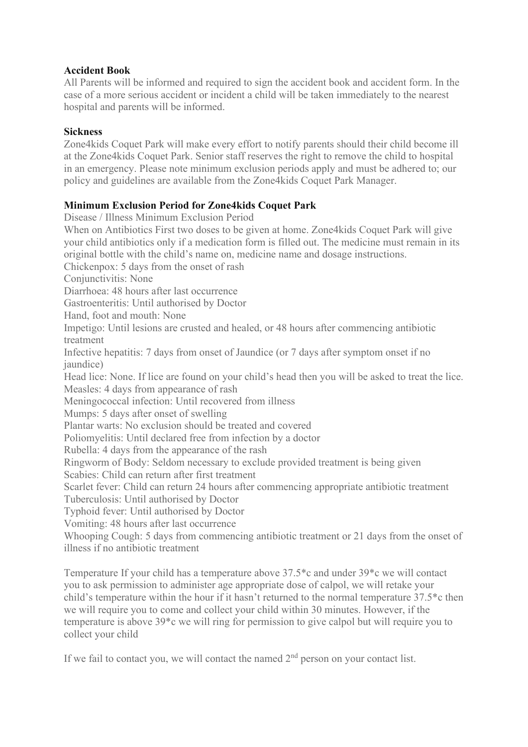**Accident Book**

All Parents will be informed and required to sign the accident book and accident form. In the case of a more serious accident or incident a child will be taken immediately to the nearest hospital and parents will be informed.

**Sickness**

Zone4kids Coquet Park will make every effort to notify parents should their child become ill at the Zone4kids Coquet Park. Senior staff reserves the right to remove the child to hospital in an emergency. Please note minimum exclusion periods apply and must be adhered to; our policy and guidelines are available from the Zone4kids Coquet Park Manager.

**Minimum Exclusion Period for Zone4kids Coquet Park**

Disease / Illness Minimum Exclusion Period

When on Antibiotics First two doses to be given at home. Zone4kids Coquet Park will give your child antibiotics only if a medication form is filled out. The medicine must remain in its original bottle with the child's name on, medicine name and dosage instructions.

Chickenpox: 5 days from the onset of rash

Conjunctivitis: None

Diarrhoea: 48 hours after last occurrence

Gastroenteritis: Until authorised by Doctor

Hand, foot and mouth: None

Impetigo: Until lesions are crusted and healed, or 48 hours after commencing antibiotic treatment

Infective hepatitis: 7 days from onset of Jaundice (or 7 days after symptom onset if no jaundice)

Head lice: None. If lice are found on your child's head then you will be asked to treat the lice.

Measles: 4 days from appearance of rash

Meningococcal infection: Until recovered from illness

Mumps: 5 days after onset of swelling

Plantar warts: No exclusion should be treated and covered

Poliomyelitis: Until declared free from infection by a doctor

Rubella: 4 days from the appearance of the rash

Ringworm of Body: Seldom necessary to exclude provided treatment is being given

Scabies: Child can return after first treatment

Scarlet fever: Child can return 24 hours after commencing appropriate antibiotic treatment

Tuberculosis: Until authorised by Doctor

Typhoid fever: Until authorised by Doctor

Vomiting: 48 hours after last occurrence

Whooping Cough: 5 days from commencing antibiotic treatment or 21 days from the onset of illness if no antibiotic treatment

Temperature If your child has a temperature above 37.5*c and under 39*c we will contact you to ask permission to administer age appropriate dose of calpol, we will retake your child's temperature within the hour if it hasn't returned to the normal temperature 37.5*c then we will require you to come and collect your child within 30 minutes. However, if the temperature is above 39*c we will ring for permission to give calpol but will require you to collect your child

If we fail to contact you, we will contact the named 2nd person on your contact list.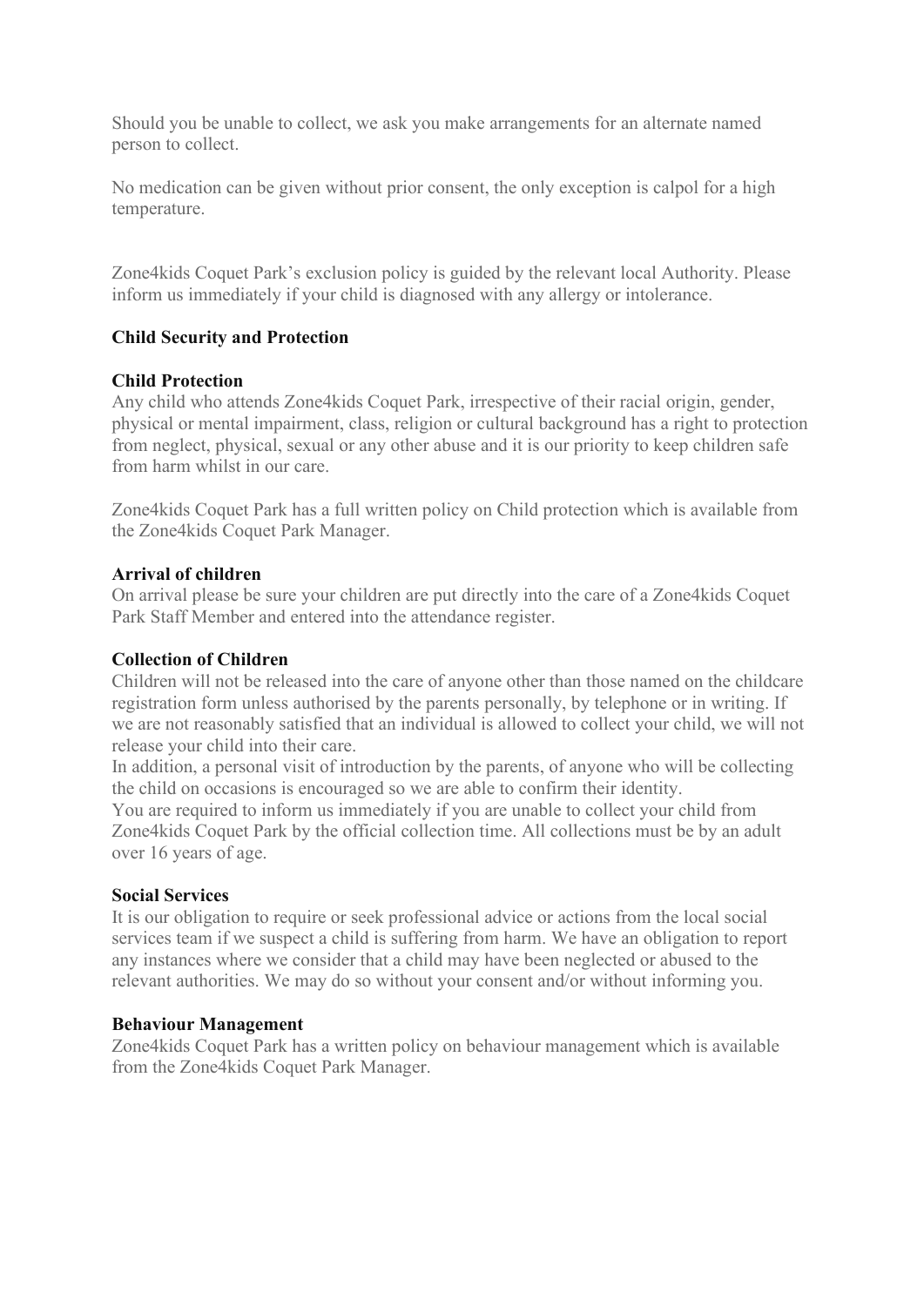Should you be unable to collect, we ask you make arrangements for an alternate named person to collect.

No medication can be given without prior consent, the only exception is calpol for a high temperature.

Zone4kids Coquet Park's exclusion policy is guided by the relevant local Authority. Please inform us immediately if your child is diagnosed with any allergy or intolerance.

## Child Security and Protection

### Child Protection

Any child who attends Zone4kids Coquet Park, irrespective of their racial origin, gender, physical or mental impairment, class, religion or cultural background has a right to protection from neglect, physical, sexual or any other abuse and it is our priority to keep children safe from harm whilst in our care.

Zone4kids Coquet Park has a full written policy on Child protection which is available from the Zone4kids Coquet Park Manager.

### Arrival of children

On arrival please be sure your children are put directly into the care of a Zone4kids Coquet Park Staff Member and entered into the attendance register.

### Collection of Children

Children will not be released into the care of anyone other than those named on the childcare registration form unless authorised by the parents personally, by telephone or in writing. If we are not reasonably satisfied that an individual is allowed to collect your child, we will not release your child into their care.

In addition, a personal visit of introduction by the parents, of anyone who will be collecting the child on occasions is encouraged so we are able to confirm their identity.

You are required to inform us immediately if you are unable to collect your child from Zone4kids Coquet Park by the official collection time. All collections must be by an adult over 16 years of age.

### Social Services

It is our obligation to require or seek professional advice or actions from the local social services team if we suspect a child is suffering from harm. We have an obligation to report any instances where we consider that a child may have been neglected or abused to the relevant authorities. We may do so without your consent and/or without informing you.

### Behaviour Management

Zone4kids Coquet Park has a written policy on behaviour management which is available from the Zone4kids Coquet Park Manager.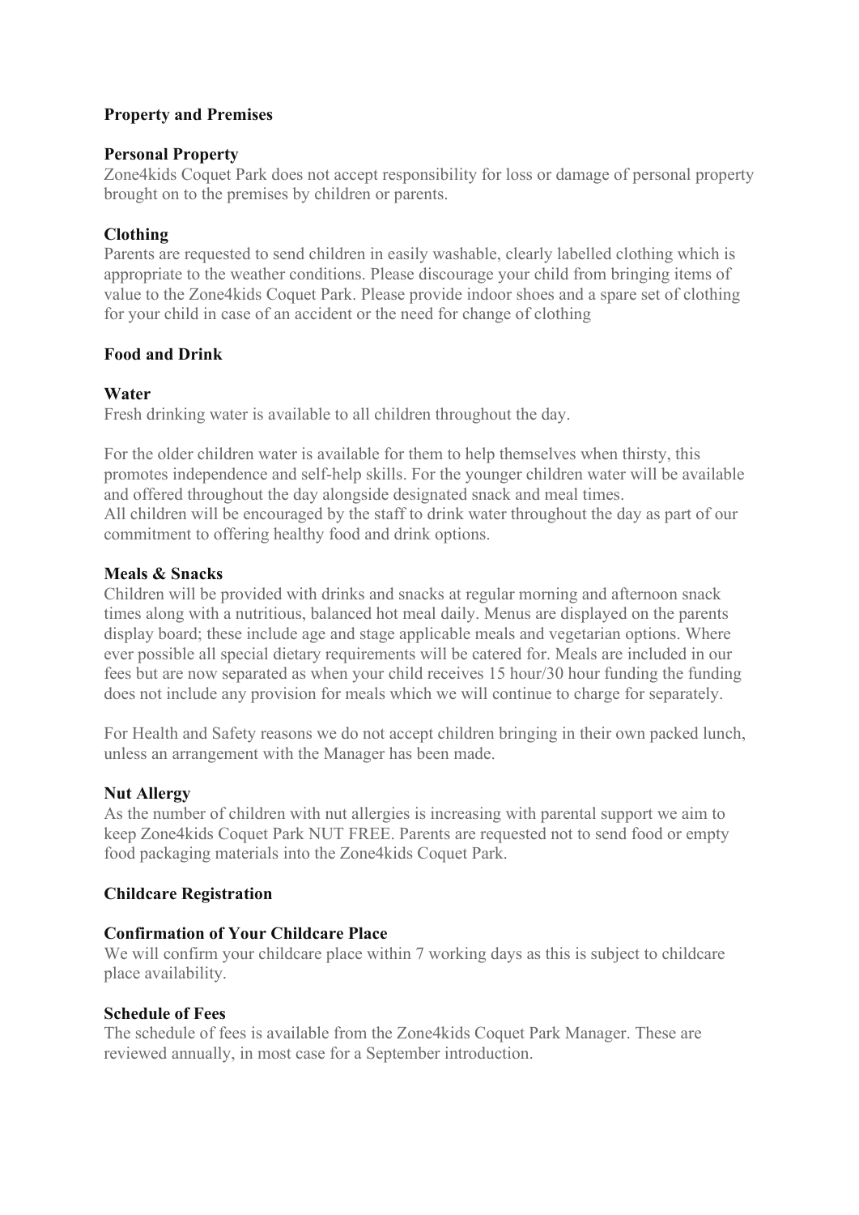## Property and Premises

### Personal Property

Zone4kids Coquet Park does not accept responsibility for loss or damage of personal property brought on to the premises by children or parents.

### Clothing

Parents are requested to send children in easily washable, clearly labelled clothing which is appropriate to the weather conditions. Please discourage your child from bringing items of value to the Zone4kids Coquet Park. Please provide indoor shoes and a spare set of clothing for your child in case of an accident or the need for change of clothing

## Food and Drink

### Water

Fresh drinking water is available to all children throughout the day.

For the older children water is available for them to help themselves when thirsty, this promotes independence and self-help skills. For the younger children water will be available and offered throughout the day alongside designated snack and meal times.
All children will be encouraged by the staff to drink water throughout the day as part of our commitment to offering healthy food and drink options.

### Meals & Snacks

Children will be provided with drinks and snacks at regular morning and afternoon snack times along with a nutritious, balanced hot meal daily. Menus are displayed on the parents display board; these include age and stage applicable meals and vegetarian options. Where ever possible all special dietary requirements will be catered for. Meals are included in our fees but are now separated as when your child receives 15 hour/30 hour funding the funding does not include any provision for meals which we will continue to charge for separately.

For Health and Safety reasons we do not accept children bringing in their own packed lunch, unless an arrangement with the Manager has been made.

### Nut Allergy

As the number of children with nut allergies is increasing with parental support we aim to keep Zone4kids Coquet Park NUT FREE. Parents are requested not to send food or empty food packaging materials into the Zone4kids Coquet Park.

## Childcare Registration

### Confirmation of Your Childcare Place

We will confirm your childcare place within 7 working days as this is subject to childcare place availability.

### Schedule of Fees

The schedule of fees is available from the Zone4kids Coquet Park Manager. These are reviewed annually, in most case for a September introduction.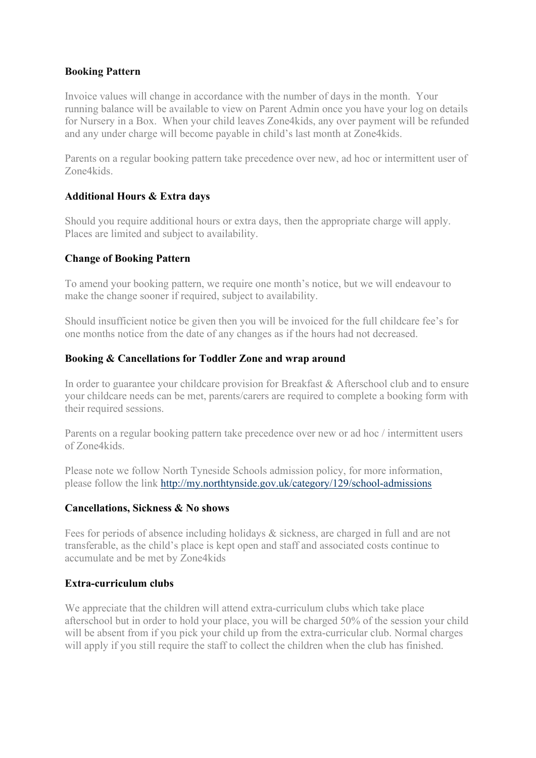**Booking Pattern**

Invoice values will change in accordance with the number of days in the month. Your running balance will be available to view on Parent Admin once you have your log on details for Nursery in a Box. When your child leaves Zone4kids, any over payment will be refunded and any under charge will become payable in child's last month at Zone4kids.

Parents on a regular booking pattern take precedence over new, ad hoc or intermittent user of Zone4kids.

**Additional Hours & Extra days**

Should you require additional hours or extra days, then the appropriate charge will apply. Places are limited and subject to availability.

**Change of Booking Pattern**

To amend your booking pattern, we require one month's notice, but we will endeavour to make the change sooner if required, subject to availability.

Should insufficient notice be given then you will be invoiced for the full childcare fee's for one months notice from the date of any changes as if the hours had not decreased.

**Booking & Cancellations for Toddler Zone and wrap around**

In order to guarantee your childcare provision for Breakfast & Afterschool club and to ensure your childcare needs can be met, parents/carers are required to complete a booking form with their required sessions.

Parents on a regular booking pattern take precedence over new or ad hoc / intermittent users of Zone4kids.

Please note we follow North Tyneside Schools admission policy, for more information, please follow the link [http://my.northtynside.gov.uk/category/129/school-admissions](http://my.northtynside.gov.uk/category/129/school-admissions)

**Cancellations, Sickness & No shows**

Fees for periods of absence including holidays & sickness, are charged in full and are not transferable, as the child's place is kept open and staff and associated costs continue to accumulate and be met by Zone4kids

**Extra-curriculum clubs**

We appreciate that the children will attend extra-curriculum clubs which take place afterschool but in order to hold your place, you will be charged 50% of the session your child will be absent from if you pick your child up from the extra-curricular club. Normal charges will apply if you still require the staff to collect the children when the club has finished.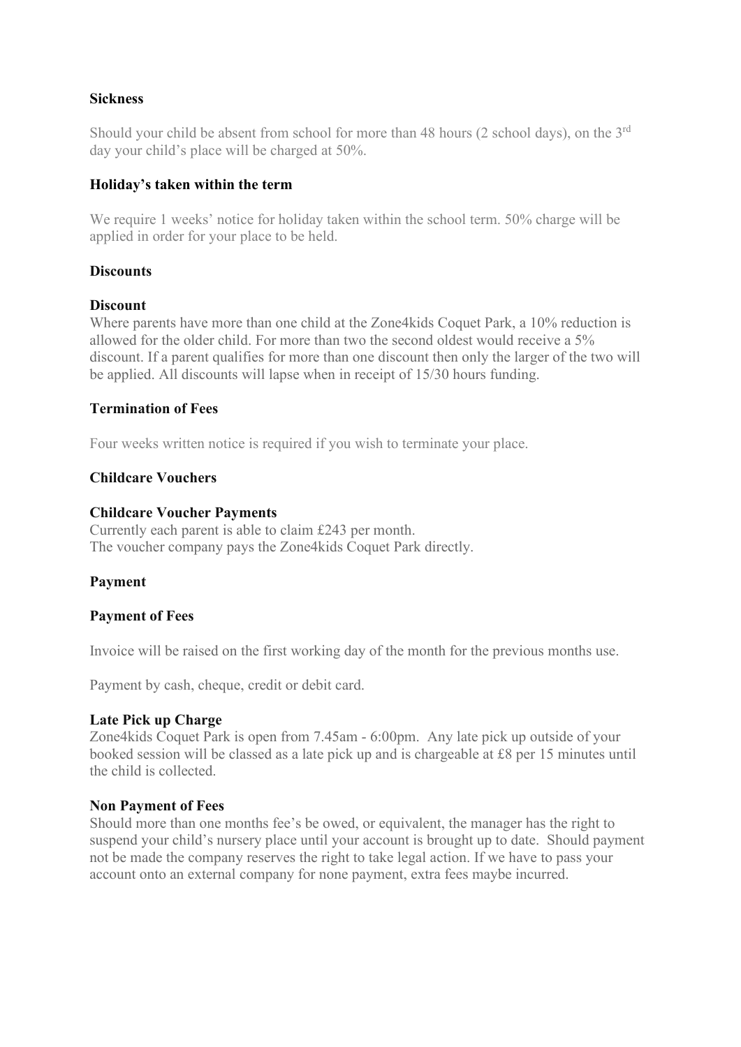**Sickness**

Should your child be absent from school for more than 48 hours (2 school days), on the 3rd day your child's place will be charged at 50%.

**Holiday's taken within the term**

We require 1 weeks' notice for holiday taken within the school term. 50% charge will be applied in order for your place to be held.

**Discounts**

**Discount**

Where parents have more than one child at the Zone4kids Coquet Park, a 10% reduction is allowed for the older child. For more than two the second oldest would receive a 5% discount. If a parent qualifies for more than one discount then only the larger of the two will be applied. All discounts will lapse when in receipt of 15/30 hours funding.

**Termination of Fees**

Four weeks written notice is required if you wish to terminate your place.

**Childcare Vouchers**

**Childcare Voucher Payments**

Currently each parent is able to claim £243 per month.
The voucher company pays the Zone4kids Coquet Park directly.

**Payment**

**Payment of Fees**

Invoice will be raised on the first working day of the month for the previous months use.

Payment by cash, cheque, credit or debit card.

**Late Pick up Charge**

Zone4kids Coquet Park is open from 7.45am - 6:00pm. Any late pick up outside of your booked session will be classed as a late pick up and is chargeable at £8 per 15 minutes until the child is collected.

**Non Payment of Fees**

Should more than one months fee's be owed, or equivalent, the manager has the right to suspend your child's nursery place until your account is brought up to date. Should payment not be made the company reserves the right to take legal action. If we have to pass your account onto an external company for none payment, extra fees maybe incurred.